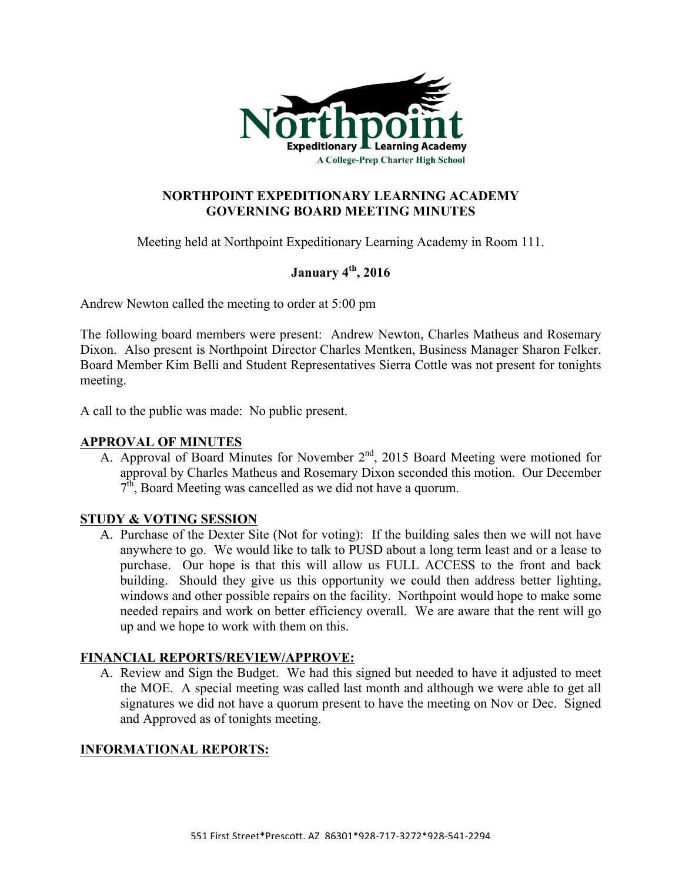Northpoint
Expeditionary Learning Academy
A College-Prep Charter High School

**NORTHPOINT EXPEDITIONARY LEARNING ACADEMY**
**GOVERNING BOARD MEETING MINUTES**

Meeting held at Northpoint Expeditionary Learning Academy in Room 111.

**January 4th, 2016**

Andrew Newton called the meeting to order at 5:00 pm

The following board members were present: Andrew Newton, Charles Matheus and Rosemary Dixon. Also present is Northpoint Director Charles Mentken, Business Manager Sharon Felker. Board Member Kim Belli and Student Representatives Sierra Cottle was not present for tonights meeting.

A call to the public was made: No public present.

## APPROVAL OF MINUTES

A. Approval of Board Minutes for November 2nd, 2015 Board Meeting were motioned for approval by Charles Matheus and Rosemary Dixon seconded this motion. Our December 7th, Board Meeting was cancelled as we did not have a quorum.

## STUDY & VOTING SESSION

A. Purchase of the Dexter Site (Not for voting): If the building sales then we will not have anywhere to go. We would like to talk to PUSD about a long term least and or a lease to purchase. Our hope is that this will allow us FULL ACCESS to the front and back building. Should they give us this opportunity we could then address better lighting, windows and other possible repairs on the facility. Northpoint would hope to make some needed repairs and work on better efficiency overall. We are aware that the rent will go up and we hope to work with them on this.

## FINANCIAL REPORTS/REVIEW/APPROVE:

A. Review and Sign the Budget. We had this signed but needed to have it adjusted to meet the MOE. A special meeting was called last month and although we were able to get all signatures we did not have a quorum present to have the meeting on Nov or Dec. Signed and Approved as of tonights meeting.

## INFORMATIONAL REPORTS:

551 First Street*Prescott, AZ 86301*928-717-3272*928-541-2294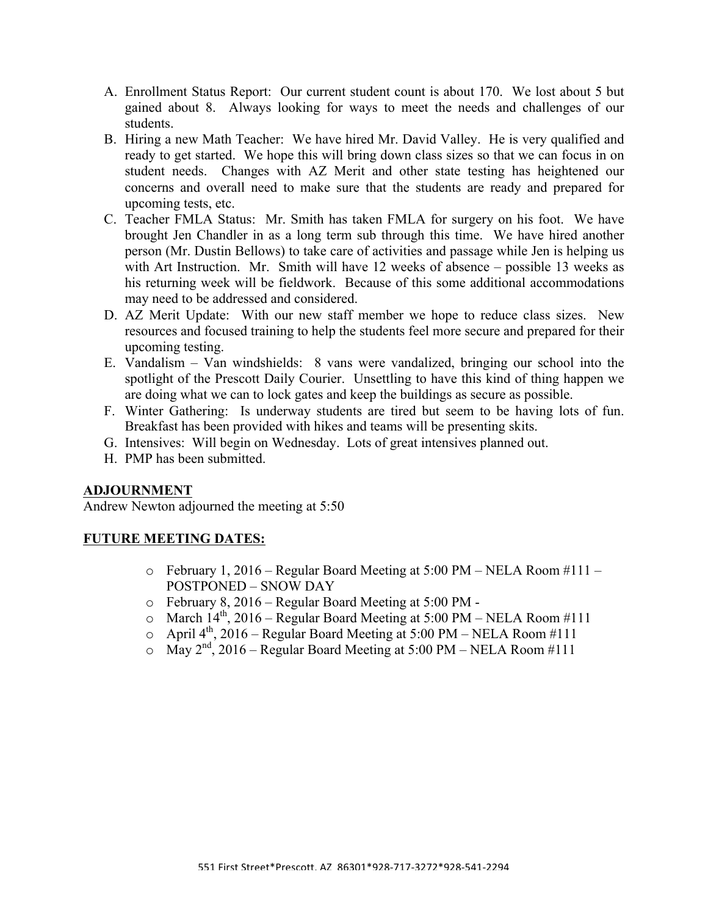A. Enrollment Status Report: Our current student count is about 170. We lost about 5 but gained about 8. Always looking for ways to meet the needs and challenges of our students.
B. Hiring a new Math Teacher: We have hired Mr. David Valley. He is very qualified and ready to get started. We hope this will bring down class sizes so that we can focus in on student needs. Changes with AZ Merit and other state testing has heightened our concerns and overall need to make sure that the students are ready and prepared for upcoming tests, etc.
C. Teacher FMLA Status: Mr. Smith has taken FMLA for surgery on his foot. We have brought Jen Chandler in as a long term sub through this time. We have hired another person (Mr. Dustin Bellows) to take care of activities and passage while Jen is helping us with Art Instruction. Mr. Smith will have 12 weeks of absence – possible 13 weeks as his returning week will be fieldwork. Because of this some additional accommodations may need to be addressed and considered.
D. AZ Merit Update: With our new staff member we hope to reduce class sizes. New resources and focused training to help the students feel more secure and prepared for their upcoming testing.
E. Vandalism – Van windshields: 8 vans were vandalized, bringing our school into the spotlight of the Prescott Daily Courier. Unsettling to have this kind of thing happen we are doing what we can to lock gates and keep the buildings as secure as possible.
F. Winter Gathering: Is underway students are tired but seem to be having lots of fun. Breakfast has been provided with hikes and teams will be presenting skits.
G. Intensives: Will begin on Wednesday. Lots of great intensives planned out.
H. PMP has been submitted.

**ADJOURNMENT**

Andrew Newton adjourned the meeting at 5:50

**FUTURE MEETING DATES:**

- February 1, 2016 – Regular Board Meeting at 5:00 PM – NELA Room #111 – POSTPONED – SNOW DAY
- February 8, 2016 – Regular Board Meeting at 5:00 PM -
- March 14th, 2016 – Regular Board Meeting at 5:00 PM – NELA Room #111
- April 4th, 2016 – Regular Board Meeting at 5:00 PM – NELA Room #111
- May 2nd, 2016 – Regular Board Meeting at 5:00 PM – NELA Room #111

551 First Street*Prescott, AZ 86301*928-717-3272*928-541-2294